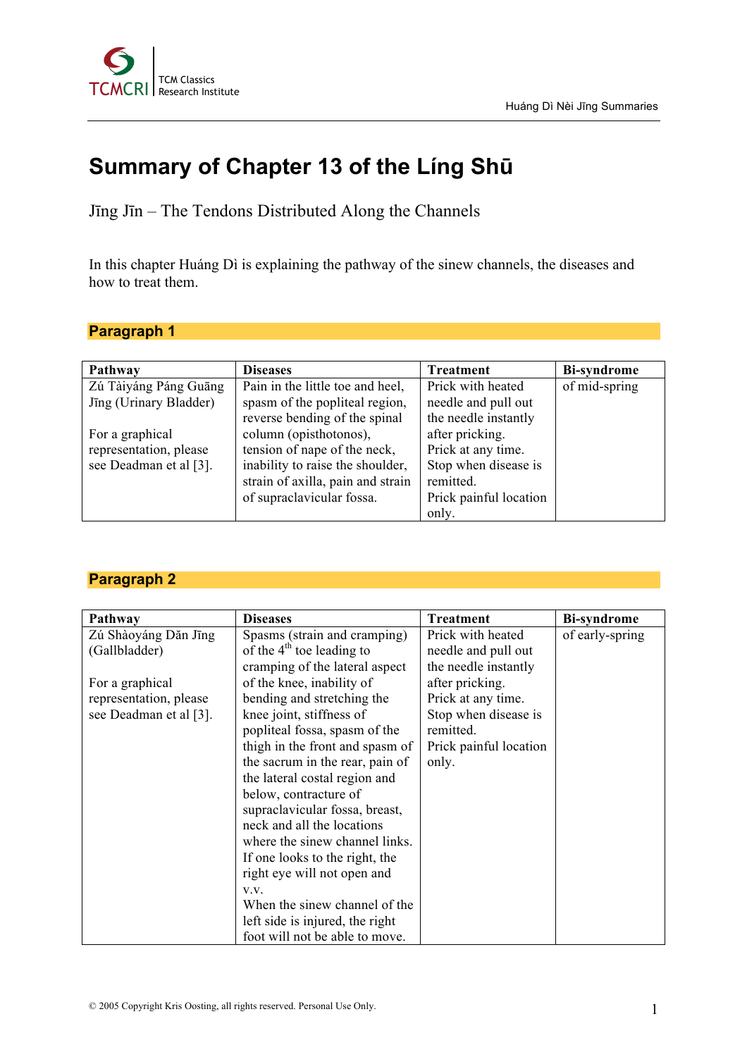# Summary of Chapter 13 of the Líng Shū

Jīng Jīn – The Tendons Distributed Along the Channels

In this chapter Huáng Dì is explaining the pathway of the sinew channels, the diseases and how to treat them.

## Paragraph 1

| Pathway | Diseases | Treatment | Bi-syndrome |
|---|---|---|---|
| Zú Tàiyáng Páng Guāng Jīng (Urinary Bladder)<br><br>For a graphical representation, please see Deadman et al [3]. | Pain in the little toe and heel, spasm of the popliteal region, reverse bending of the spinal column (opisthotonos), tension of nape of the neck, inability to raise the shoulder, strain of axilla, pain and strain of supraclavicular fossa. | Prick with heated needle and pull out the needle instantly after pricking.<br>Prick at any time.<br>Stop when disease is remitted.<br>Prick painful location only. | of mid-spring |

## Paragraph 2

| Pathway | Diseases | Treatment | Bi-syndrome |
|---|---|---|---|
| Zú Shàoyáng Dǎn Jīng (Gallbladder)<br><br>For a graphical representation, please see Deadman et al [3]. | Spasms (strain and cramping) of the 4th toe leading to cramping of the lateral aspect of the knee, inability of bending and stretching the knee joint, stiffness of popliteal fossa, spasm of the thigh in the front and spasm of the sacrum in the rear, pain of the lateral costal region and below, contracture of supraclavicular fossa, breast, neck and all the locations where the sinew channel links. If one looks to the right, the right eye will not open and v.v.<br>When the sinew channel of the left side is injured, the right foot will not be able to move. | Prick with heated needle and pull out the needle instantly after pricking.<br>Prick at any time.<br>Stop when disease is remitted.<br>Prick painful location only. | of early-spring |

© 2005 Copyright Kris Oosting, all rights reserved. Personal Use Only.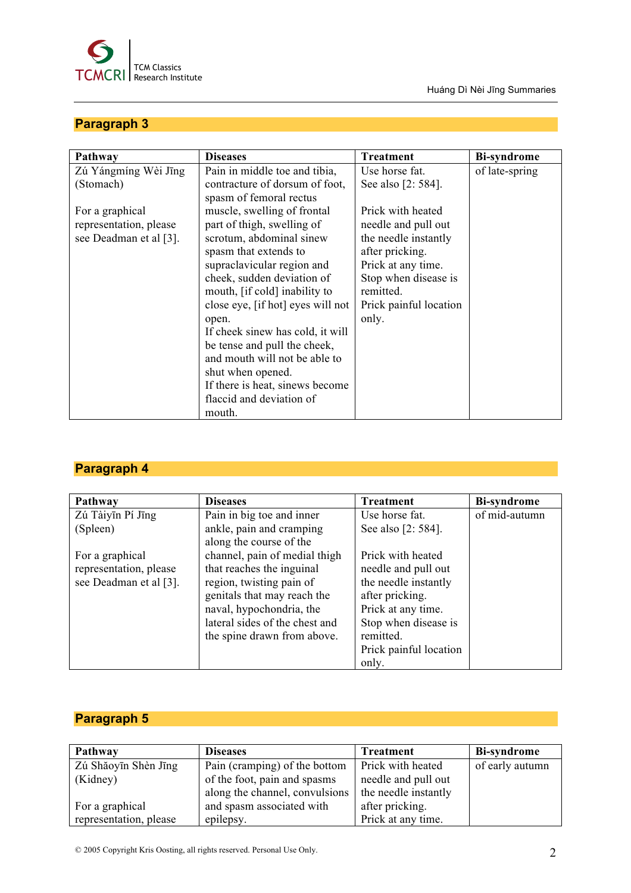## Paragraph 3

| Pathway | Diseases | Treatment | Bi-syndrome |
|---|---|---|---|
| Zú Yángmíng Wèi Jīng (Stomach)<br><br>For a graphical representation, please see Deadman et al [3]. | Pain in middle toe and tibia, contracture of dorsum of foot, spasm of femoral rectus muscle, swelling of frontal part of thigh, swelling of scrotum, abdominal sinew spasm that extends to supraclavicular region and cheek, sudden deviation of mouth, [if cold] inability to close eye, [if hot] eyes will not open.<br>If cheek sinew has cold, it will be tense and pull the cheek, and mouth will not be able to shut when opened.<br>If there is heat, sinews become flaccid and deviation of mouth. | Use horse fat.<br>See also [2: 584].<br><br>Prick with heated needle and pull out the needle instantly after pricking.<br>Prick at any time.<br>Stop when disease is remitted.<br>Prick painful location only. | of late-spring |

## Paragraph 4

| Pathway | Diseases | Treatment | Bi-syndrome |
|---|---|---|---|
| Zú Tàiyīn Pí Jīng (Spleen)<br><br>For a graphical representation, please see Deadman et al [3]. | Pain in big toe and inner ankle, pain and cramping along the course of the channel, pain of medial thigh that reaches the inguinal region, twisting pain of genitals that may reach the naval, hypochondria, the lateral sides of the chest and the spine drawn from above. | Use horse fat.<br>See also [2: 584].<br><br>Prick with heated needle and pull out the needle instantly after pricking.<br>Prick at any time.<br>Stop when disease is remitted.<br>Prick painful location only. | of mid-autumn |

## Paragraph 5

| Pathway | Diseases | Treatment | Bi-syndrome |
|---|---|---|---|
| Zú Shǎoyīn Shèn Jīng (Kidney)<br><br>For a graphical representation, please | Pain (cramping) of the bottom of the foot, pain and spasms along the channel, convulsions and spasm associated with epilepsy. | Prick with heated needle and pull out the needle instantly after pricking.<br>Prick at any time. | of early autumn |

© 2005 Copyright Kris Oosting, all rights reserved. Personal Use Only.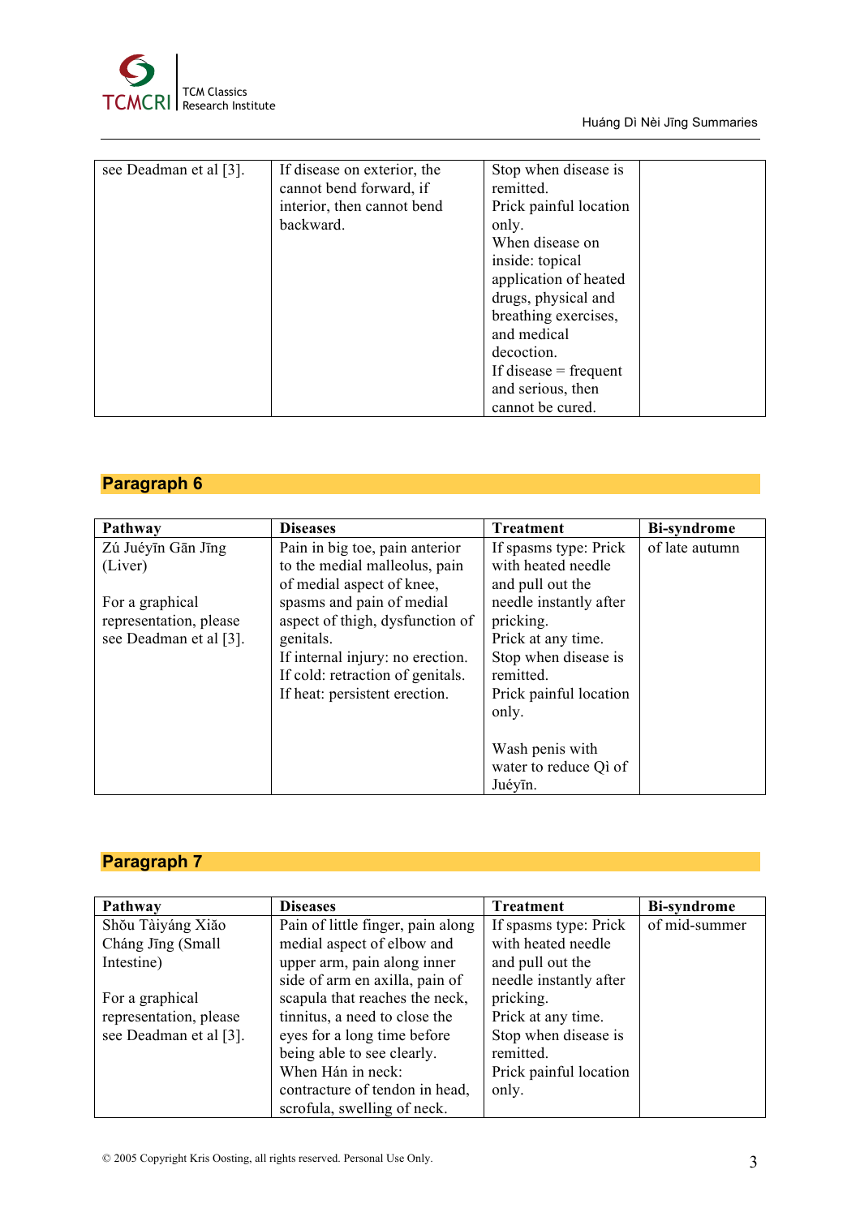| | | | |
|---|---|---|---|
| see Deadman et al [3]. | If disease on exterior, the cannot bend forward, if interior, then cannot bend backward. | Stop when disease is remitted.<br>Prick painful location only.<br>When disease on inside: topical application of heated drugs, physical and breathing exercises, and medical decoction.<br>If disease = frequent and serious, then cannot be cured. | |

## Paragraph 6

| Pathway | Diseases | Treatment | Bi-syndrome |
|---|---|---|---|
| Zú Juéyīn Gān Jīng (Liver)<br><br>For a graphical representation, please see Deadman et al [3]. | Pain in big toe, pain anterior to the medial malleolus, pain of medial aspect of knee, spasms and pain of medial aspect of thigh, dysfunction of genitals.<br>If internal injury: no erection.<br>If cold: retraction of genitals.<br>If heat: persistent erection. | If spasms type: Prick with heated needle and pull out the needle instantly after pricking.<br>Prick at any time.<br>Stop when disease is remitted.<br>Prick painful location only.<br><br>Wash penis with water to reduce Qì of Juéyīn. | of late autumn |

## Paragraph 7

| Pathway | Diseases | Treatment | Bi-syndrome |
|---|---|---|---|
| Shǒu Tàiyáng Xiǎo Cháng Jīng (Small Intestine)<br><br>For a graphical representation, please see Deadman et al [3]. | Pain of little finger, pain along medial aspect of elbow and upper arm, pain along inner side of arm en axilla, pain of scapula that reaches the neck, tinnitus, a need to close the eyes for a long time before being able to see clearly.<br>When Hán in neck: contracture of tendon in head, scrofula, swelling of neck. | If spasms type: Prick with heated needle and pull out the needle instantly after pricking.<br>Prick at any time.<br>Stop when disease is remitted.<br>Prick painful location only. | of mid-summer |

© 2005 Copyright Kris Oosting, all rights reserved. Personal Use Only.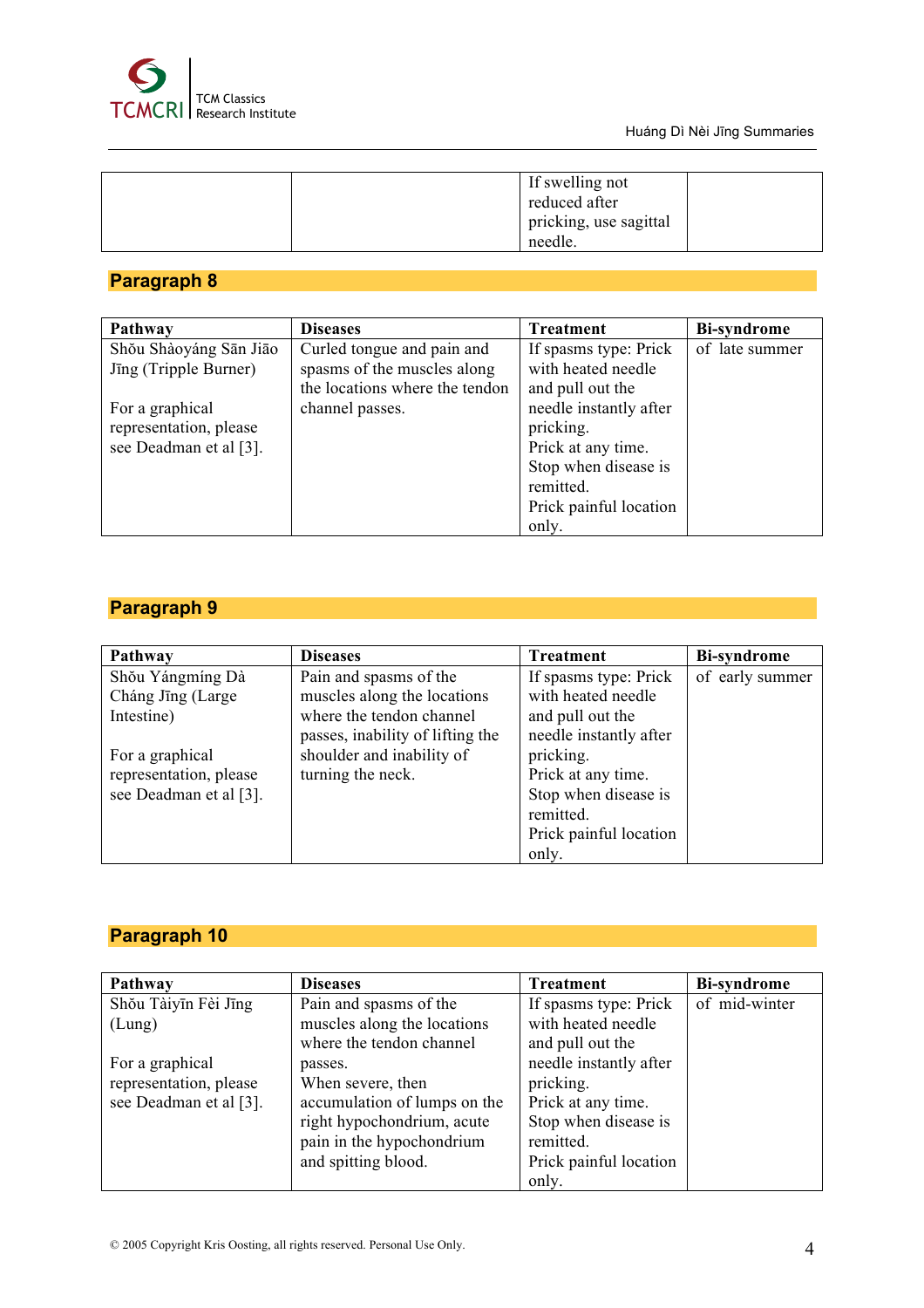| | | If swelling not reduced after pricking, use sagittal needle. | |
|---|---|---|---|

## Paragraph 8

| Pathway | Diseases | Treatment | Bi-syndrome |
|---|---|---|---|
| Shǒu Shàoyáng Sān Jiāo Jīng (Tripple Burner)<br><br>For a graphical representation, please see Deadman et al [3]. | Curled tongue and pain and spasms of the muscles along the locations where the tendon channel passes. | If spasms type: Prick with heated needle and pull out the needle instantly after pricking.<br>Prick at any time.<br>Stop when disease is remitted.<br>Prick painful location only. | of late summer |

## Paragraph 9

| Pathway | Diseases | Treatment | Bi-syndrome |
|---|---|---|---|
| Shǒu Yángmíng Dà Cháng Jīng (Large Intestine)<br><br>For a graphical representation, please see Deadman et al [3]. | Pain and spasms of the muscles along the locations where the tendon channel passes, inability of lifting the shoulder and inability of turning the neck. | If spasms type: Prick with heated needle and pull out the needle instantly after pricking.<br>Prick at any time.<br>Stop when disease is remitted.<br>Prick painful location only. | of early summer |

## Paragraph 10

| Pathway | Diseases | Treatment | Bi-syndrome |
|---|---|---|---|
| Shǒu Tàiyīn Fèi Jīng (Lung)<br><br>For a graphical representation, please see Deadman et al [3]. | Pain and spasms of the muscles along the locations where the tendon channel passes.<br>When severe, then accumulation of lumps on the right hypochondrium, acute pain in the hypochondrium and spitting blood. | If spasms type: Prick with heated needle and pull out the needle instantly after pricking.<br>Prick at any time.<br>Stop when disease is remitted.<br>Prick painful location only. | of mid-winter |

© 2005 Copyright Kris Oosting, all rights reserved. Personal Use Only.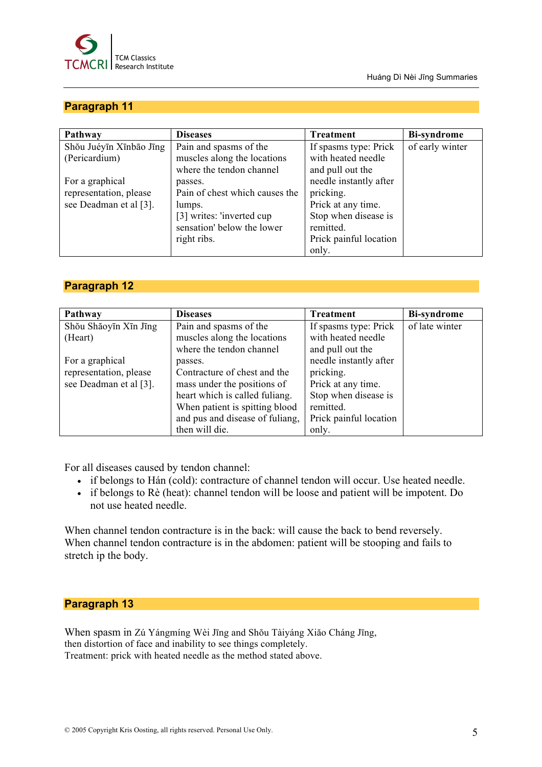## Paragraph 11

| Pathway | Diseases | Treatment | Bi-syndrome |
|---|---|---|---|
| Shǒu Juéyīn Xīnbāo Jīng (Pericardium)<br><br>For a graphical representation, please see Deadman et al [3]. | Pain and spasms of the muscles along the locations where the tendon channel passes.<br>Pain of chest which causes the lumps.<br>[3] writes: 'inverted cup sensation' below the lower right ribs. | If spasms type: Prick with heated needle and pull out the needle instantly after pricking.<br>Prick at any time.<br>Stop when disease is remitted.<br>Prick painful location only. | of early winter |

## Paragraph 12

| Pathway | Diseases | Treatment | Bi-syndrome |
|---|---|---|---|
| Shǒu Shǎoyīn Xīn Jīng (Heart)<br><br>For a graphical representation, please see Deadman et al [3]. | Pain and spasms of the muscles along the locations where the tendon channel passes.<br>Contracture of chest and the mass under the positions of heart which is called fuliang.<br>When patient is spitting blood and pus and disease of fuliang, then will die. | If spasms type: Prick with heated needle and pull out the needle instantly after pricking.<br>Prick at any time.<br>Stop when disease is remitted.<br>Prick painful location only. | of late winter |

For all diseases caused by tendon channel:

- if belongs to Hán (cold): contracture of channel tendon will occur. Use heated needle.
- if belongs to Rè (heat): channel tendon will be loose and patient will be impotent. Do not use heated needle.

When channel tendon contracture is in the back: will cause the back to bend reversely.
When channel tendon contracture is in the abdomen: patient will be stooping and fails to stretch ip the body.

## Paragraph 13

When spasm in Zú Yángmíng Wèi Jīng and Shǒu Tàiyáng Xiǎo Cháng Jīng, then distortion of face and inability to see things completely.
Treatment: prick with heated needle as the method stated above.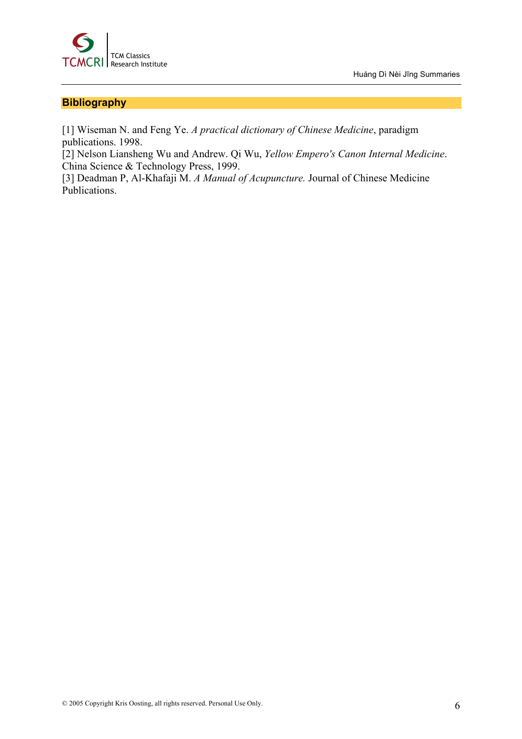## Bibliography

[1] Wiseman N. and Feng Ye. *A practical dictionary of Chinese Medicine*, paradigm publications. 1998.
[2] Nelson Liansheng Wu and Andrew. Qi Wu, *Yellow Empero's Canon Internal Medicine*. China Science & Technology Press, 1999.
[3] Deadman P, Al-Khafaji M. *A Manual of Acupuncture.* Journal of Chinese Medicine Publications.